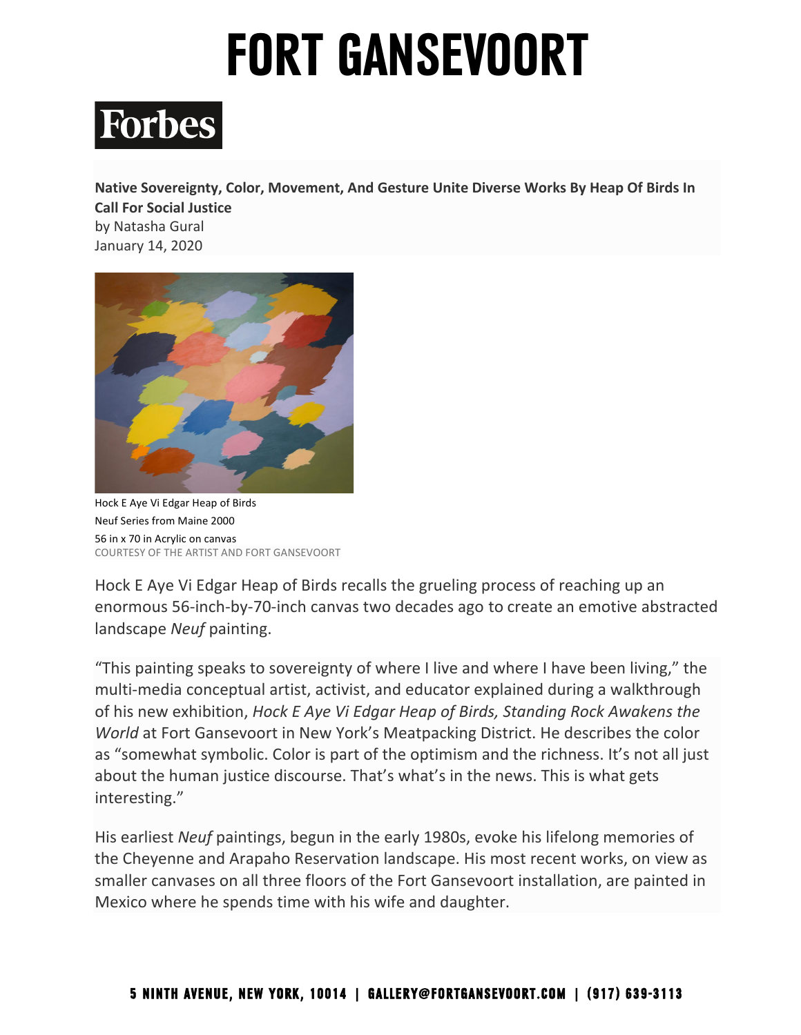# FORT GANSEVOORT

Forbes

**Native Sovereignty, Color, Movement, And Gesture Unite Diverse Works By Heap Of Birds In Call For Social Justice**
by Natasha Gural
January 14, 2020

Hock E Aye Vi Edgar Heap of Birds
Neuf Series from Maine 2000
56 in x 70 in Acrylic on canvas
COURTESY OF THE ARTIST AND FORT GANSEVOORT

Hock E Aye Vi Edgar Heap of Birds recalls the grueling process of reaching up an enormous 56-inch-by-70-inch canvas two decades ago to create an emotive abstracted landscape *Neuf* painting.

"This painting speaks to sovereignty of where I live and where I have been living," the multi-media conceptual artist, activist, and educator explained during a walkthrough of his new exhibition, *Hock E Aye Vi Edgar Heap of Birds, Standing Rock Awakens the World* at Fort Gansevoort in New York's Meatpacking District. He describes the color as "somewhat symbolic. Color is part of the optimism and the richness. It's not all just about the human justice discourse. That's what's in the news. This is what gets interesting."

His earliest *Neuf* paintings, begun in the early 1980s, evoke his lifelong memories of the Cheyenne and Arapaho Reservation landscape. His most recent works, on view as smaller canvases on all three floors of the Fort Gansevoort installation, are painted in Mexico where he spends time with his wife and daughter.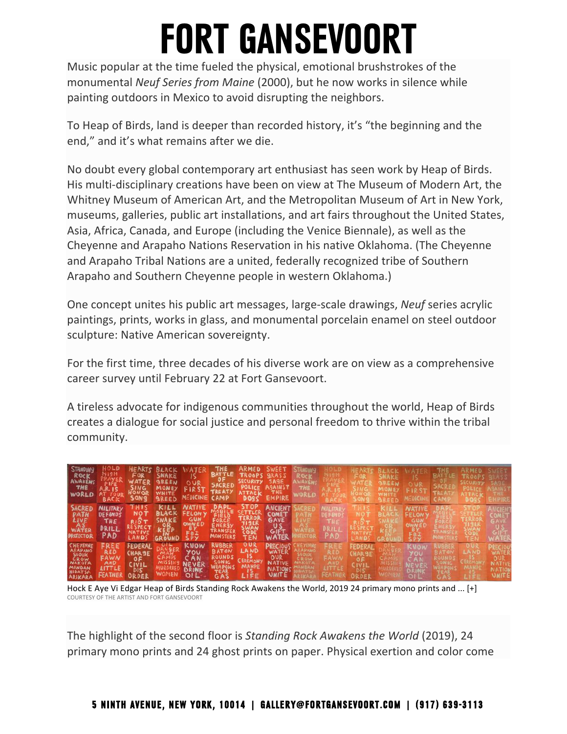Music popular at the time fueled the physical, emotional brushstrokes of the monumental *Neuf Series from Maine* (2000), but he now works in silence while painting outdoors in Mexico to avoid disrupting the neighbors.

To Heap of Birds, land is deeper than recorded history, it's "the beginning and the end," and it's what remains after we die.

No doubt every global contemporary art enthusiast has seen work by Heap of Birds. His multi-disciplinary creations have been on view at The Museum of Modern Art, the Whitney Museum of American Art, and the Metropolitan Museum of Art in New York, museums, galleries, public art installations, and art fairs throughout the United States, Asia, Africa, Canada, and Europe (including the Venice Biennale), as well as the Cheyenne and Arapaho Nations Reservation in his native Oklahoma. (The Cheyenne and Arapaho Tribal Nations are a united, federally recognized tribe of Southern Arapaho and Southern Cheyenne people in western Oklahoma.)

One concept unites his public art messages, large-scale drawings, *Neuf* series acrylic paintings, prints, works in glass, and monumental porcelain enamel on steel outdoor sculpture: Native American sovereignty.

For the first time, three decades of his diverse work are on view as a comprehensive career survey until February 22 at Fort Gansevoort.

A tireless advocate for indigenous communities throughout the world, Heap of Birds creates a dialogue for social justice and personal freedom to thrive within the tribal community.

Hock E Aye Vi Edgar Heap of Birds Standing Rock Awakens the World, 2019 24 primary mono prints and ... [+]
COURTESY OF THE ARTIST AND FORT GANSEVOORT

The highlight of the second floor is *Standing Rock Awakens the World* (2019), 24 primary mono prints and 24 ghost prints on paper. Physical exertion and color come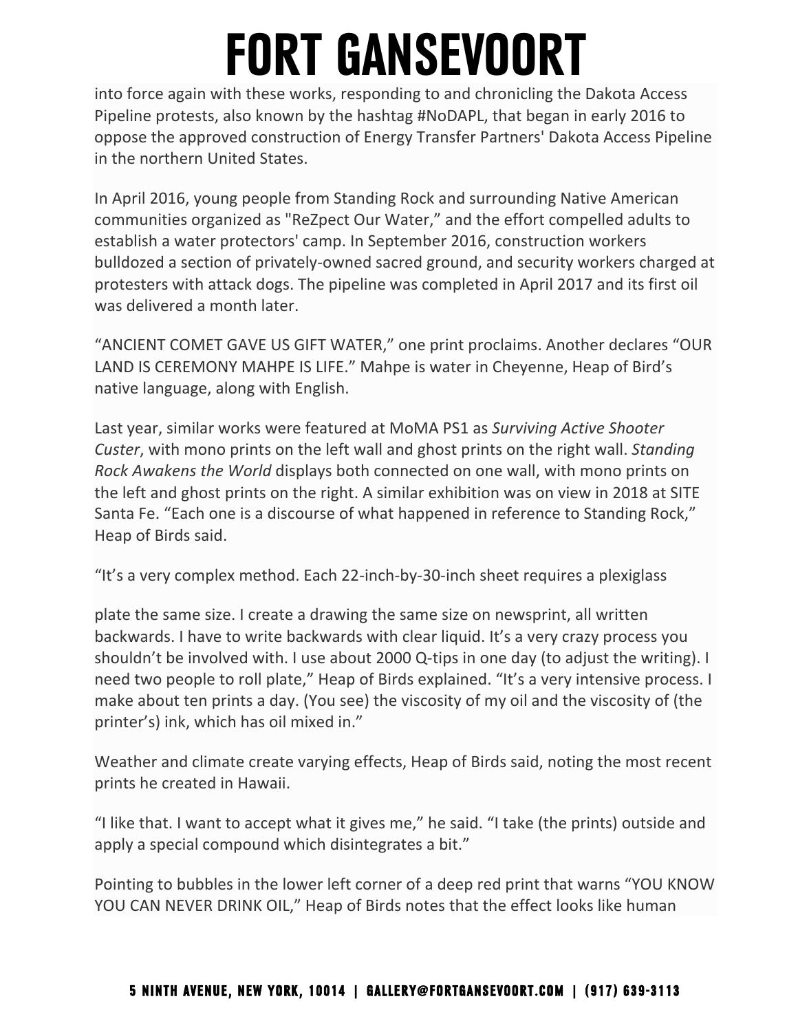into force again with these works, responding to and chronicling the Dakota Access Pipeline protests, also known by the hashtag #NoDAPL, that began in early 2016 to oppose the approved construction of Energy Transfer Partners' Dakota Access Pipeline in the northern United States.

In April 2016, young people from Standing Rock and surrounding Native American communities organized as "ReZpect Our Water," and the effort compelled adults to establish a water protectors' camp. In September 2016, construction workers bulldozed a section of privately-owned sacred ground, and security workers charged at protesters with attack dogs. The pipeline was completed in April 2017 and its first oil was delivered a month later.

"ANCIENT COMET GAVE US GIFT WATER," one print proclaims. Another declares "OUR LAND IS CEREMONY MAHPE IS LIFE." Mahpe is water in Cheyenne, Heap of Bird's native language, along with English.

Last year, similar works were featured at MoMA PS1 as *Surviving Active Shooter Custer*, with mono prints on the left wall and ghost prints on the right wall. *Standing Rock Awakens the World* displays both connected on one wall, with mono prints on the left and ghost prints on the right. A similar exhibition was on view in 2018 at SITE Santa Fe. "Each one is a discourse of what happened in reference to Standing Rock," Heap of Birds said.

"It's a very complex method. Each 22-inch-by-30-inch sheet requires a plexiglass plate the same size. I create a drawing the same size on newsprint, all written backwards. I have to write backwards with clear liquid. It's a very crazy process you shouldn't be involved with. I use about 2000 Q-tips in one day (to adjust the writing). I need two people to roll plate," Heap of Birds explained. "It's a very intensive process. I make about ten prints a day. (You see) the viscosity of my oil and the viscosity of (the printer's) ink, which has oil mixed in."

Weather and climate create varying effects, Heap of Birds said, noting the most recent prints he created in Hawaii.

"I like that. I want to accept what it gives me," he said. "I take (the prints) outside and apply a special compound which disintegrates a bit."

Pointing to bubbles in the lower left corner of a deep red print that warns "YOU KNOW YOU CAN NEVER DRINK OIL," Heap of Birds notes that the effect looks like human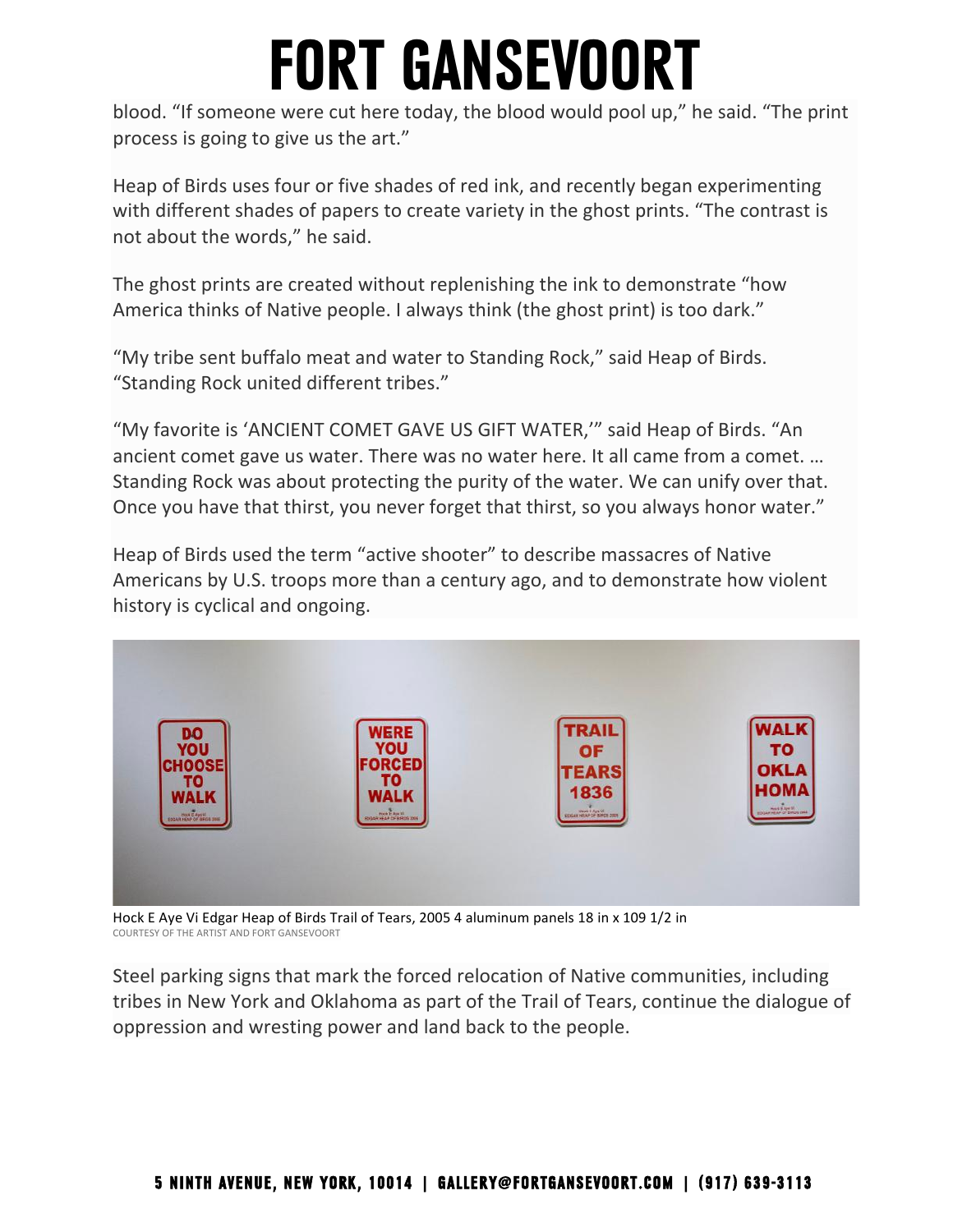blood. "If someone were cut here today, the blood would pool up," he said. "The print process is going to give us the art."

Heap of Birds uses four or five shades of red ink, and recently began experimenting with different shades of papers to create variety in the ghost prints. "The contrast is not about the words," he said.

The ghost prints are created without replenishing the ink to demonstrate "how America thinks of Native people. I always think (the ghost print) is too dark."

"My tribe sent buffalo meat and water to Standing Rock," said Heap of Birds. "Standing Rock united different tribes."

"My favorite is 'ANCIENT COMET GAVE US GIFT WATER,'" said Heap of Birds. "An ancient comet gave us water. There was no water here. It all came from a comet. … Standing Rock was about protecting the purity of the water. We can unify over that. Once you have that thirst, you never forget that thirst, so you always honor water."

Heap of Birds used the term "active shooter" to describe massacres of Native Americans by U.S. troops more than a century ago, and to demonstrate how violent history is cyclical and ongoing.

Hock E Aye Vi Edgar Heap of Birds Trail of Tears, 2005 4 aluminum panels 18 in x 109 1/2 in
COURTESY OF THE ARTIST AND FORT GANSEVOORT

Steel parking signs that mark the forced relocation of Native communities, including tribes in New York and Oklahoma as part of the Trail of Tears, continue the dialogue of oppression and wresting power and land back to the people.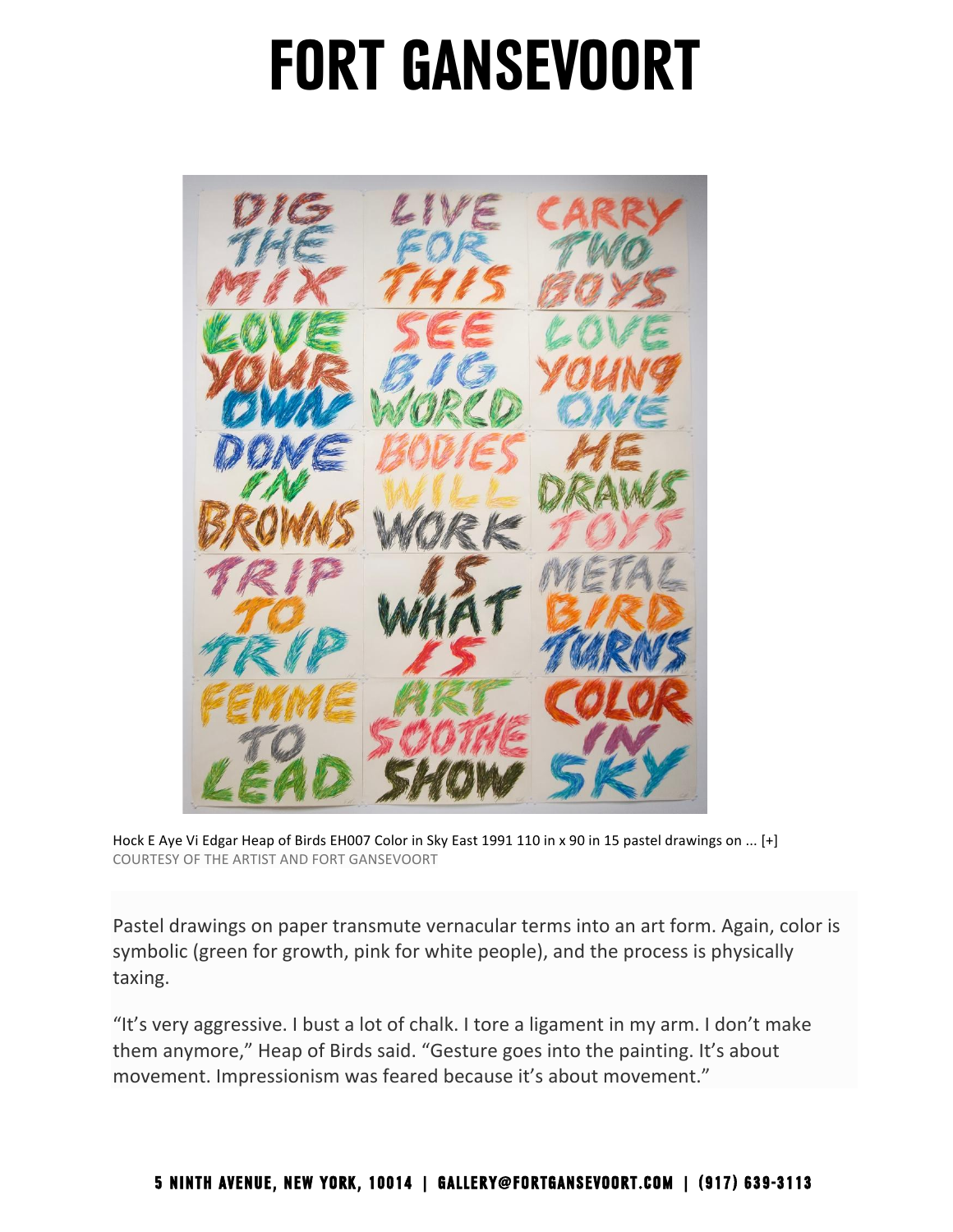Hock E Aye Vi Edgar Heap of Birds EH007 Color in Sky East 1991 110 in x 90 in 15 pastel drawings on ... [+]
COURTESY OF THE ARTIST AND FORT GANSEVOORT

Pastel drawings on paper transmute vernacular terms into an art form. Again, color is symbolic (green for growth, pink for white people), and the process is physically taxing.

“It’s very aggressive. I bust a lot of chalk. I tore a ligament in my arm. I don’t make them anymore,” Heap of Birds said. “Gesture goes into the painting. It’s about movement. Impressionism was feared because it’s about movement.”